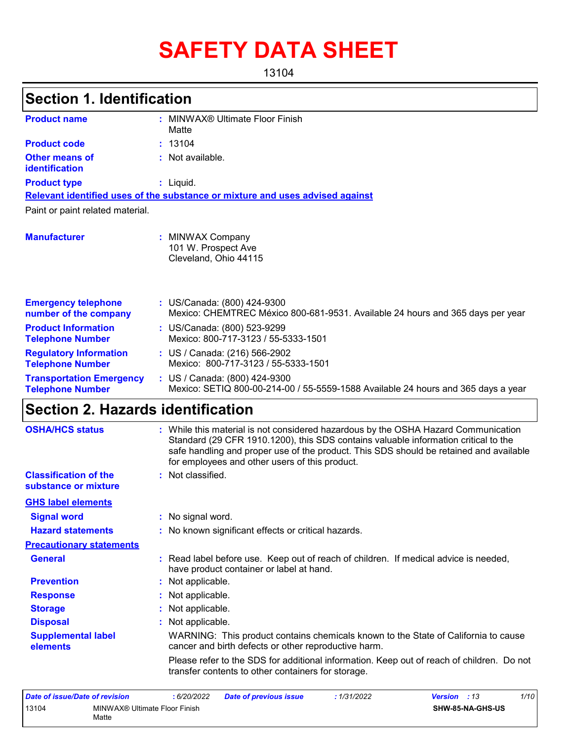# SAFETY DATA SHEET

13104

## Section 1. Identification

| | |
|---|---|
| **Product name** | : MINWAX® Ultimate Floor Finish Matte |
| **Product code** | : 13104 |
| **Other means of identification** | : Not available. |
| **Product type** | : Liquid. |

**Relevant identified uses of the substance or mixture and uses advised against**

Paint or paint related material.

| | |
|---|---|
| **Manufacturer** | : MINWAX Company<br>101 W. Prospect Ave<br>Cleveland, Ohio 44115 |
| **Emergency telephone number of the company** | : US/Canada: (800) 424-9300<br>Mexico: CHEMTREC México 800-681-9531. Available 24 hours and 365 days per year |
| **Product Information Telephone Number** | : US/Canada: (800) 523-9299<br>Mexico: 800-717-3123 / 55-5333-1501 |
| **Regulatory Information Telephone Number** | : US / Canada: (216) 566-2902<br>Mexico: 800-717-3123 / 55-5333-1501 |
| **Transportation Emergency Telephone Number** | : US / Canada: (800) 424-9300<br>Mexico: SETIQ 800-00-214-00 / 55-5559-1588 Available 24 hours and 365 days a year |

## Section 2. Hazards identification

| | |
|---|---|
| **OSHA/HCS status** | : While this material is not considered hazardous by the OSHA Hazard Communication Standard (29 CFR 1910.1200), this SDS contains valuable information critical to the safe handling and proper use of the product. This SDS should be retained and available for employees and other users of this product. |
| **Classification of the substance or mixture** | : Not classified. |

**GHS label elements**

| | |
|---|---|
| **Signal word** | : No signal word. |
| **Hazard statements** | : No known significant effects or critical hazards. |

**Precautionary statements**

| | |
|---|---|
| **General** | : Read label before use. Keep out of reach of children. If medical advice is needed, have product container or label at hand. |
| **Prevention** | : Not applicable. |
| **Response** | : Not applicable. |
| **Storage** | : Not applicable. |
| **Disposal** | : Not applicable. |
| **Supplemental label elements** | WARNING: This product contains chemicals known to the State of California to cause cancer and birth defects or other reproductive harm.<br>Please refer to the SDS for additional information. Keep out of reach of children. Do not transfer contents to other containers for storage. |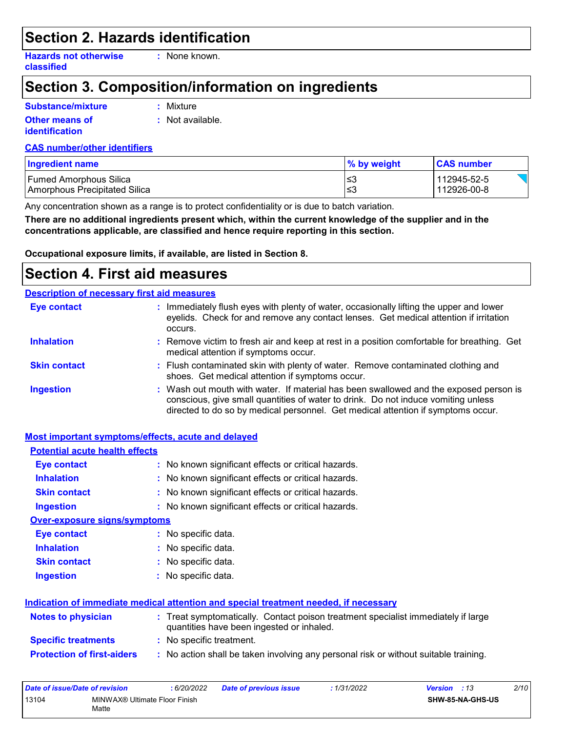## Section 2. Hazards identification

**Hazards not otherwise classified** : None known.

## Section 3. Composition/information on ingredients

**Substance/mixture** : Mixture

**Other means of identification** : Not available.

**CAS number/other identifiers**

| Ingredient name | % by weight | CAS number |
|---|---|---|
| Fumed Amorphous Silica | ≤3 | 112945-52-5 |
| Amorphous Precipitated Silica | ≤3 | 112926-00-8 |

Any concentration shown as a range is to protect confidentiality or is due to batch variation.

**There are no additional ingredients present which, within the current knowledge of the supplier and in the concentrations applicable, are classified and hence require reporting in this section.**

**Occupational exposure limits, if available, are listed in Section 8.**

## Section 4. First aid measures

**Description of necessary first aid measures**

**Eye contact** : Immediately flush eyes with plenty of water, occasionally lifting the upper and lower eyelids. Check for and remove any contact lenses. Get medical attention if irritation occurs.

**Inhalation** : Remove victim to fresh air and keep at rest in a position comfortable for breathing. Get medical attention if symptoms occur.

**Skin contact** : Flush contaminated skin with plenty of water. Remove contaminated clothing and shoes. Get medical attention if symptoms occur.

**Ingestion** : Wash out mouth with water. If material has been swallowed and the exposed person is conscious, give small quantities of water to drink. Do not induce vomiting unless directed to do so by medical personnel. Get medical attention if symptoms occur.

**Most important symptoms/effects, acute and delayed**

**Potential acute health effects**

**Eye contact** : No known significant effects or critical hazards.

**Inhalation** : No known significant effects or critical hazards.

**Skin contact** : No known significant effects or critical hazards.

**Ingestion** : No known significant effects or critical hazards.

**Over-exposure signs/symptoms**

**Eye contact** : No specific data.

**Inhalation** : No specific data.

**Skin contact** : No specific data.

**Ingestion** : No specific data.

**Indication of immediate medical attention and special treatment needed, if necessary**

**Notes to physician** : Treat symptomatically. Contact poison treatment specialist immediately if large quantities have been ingested or inhaled.

**Specific treatments** : No specific treatment.

**Protection of first-aiders** : No action shall be taken involving any personal risk or without suitable training.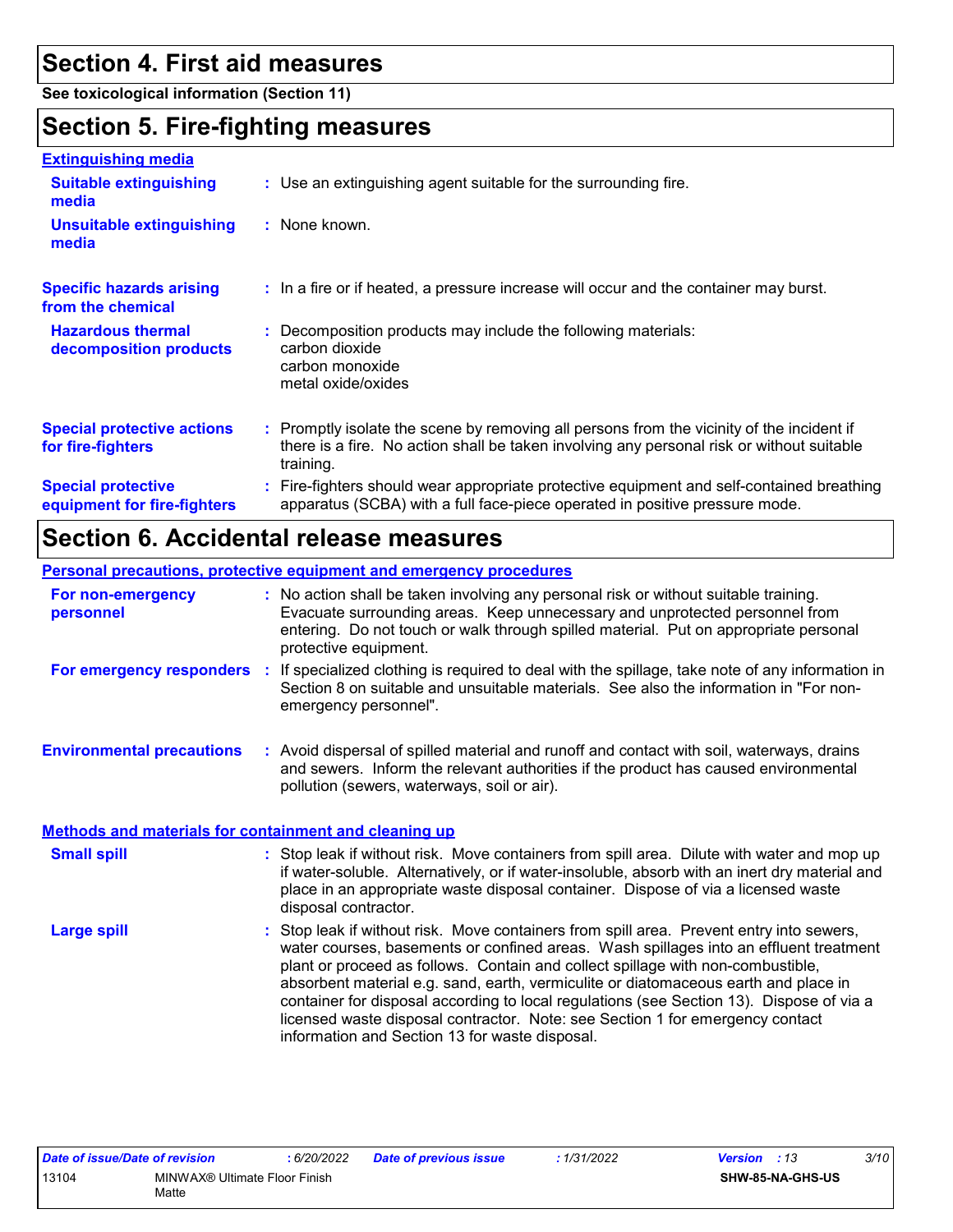# Section 4. First aid measures

**See toxicological information (Section 11)**

# Section 5. Fire-fighting measures

### Extinguishing media

**Suitable extinguishing media** : Use an extinguishing agent suitable for the surrounding fire.

**Unsuitable extinguishing media** : None known.

**Specific hazards arising from the chemical** : In a fire or if heated, a pressure increase will occur and the container may burst.

**Hazardous thermal decomposition products** : Decomposition products may include the following materials:
carbon dioxide
carbon monoxide
metal oxide/oxides

**Special protective actions for fire-fighters** : Promptly isolate the scene by removing all persons from the vicinity of the incident if there is a fire. No action shall be taken involving any personal risk or without suitable training.

**Special protective equipment for fire-fighters** : Fire-fighters should wear appropriate protective equipment and self-contained breathing apparatus (SCBA) with a full face-piece operated in positive pressure mode.

# Section 6. Accidental release measures

### Personal precautions, protective equipment and emergency procedures

**For non-emergency personnel** : No action shall be taken involving any personal risk or without suitable training. Evacuate surrounding areas. Keep unnecessary and unprotected personnel from entering. Do not touch or walk through spilled material. Put on appropriate personal protective equipment.

**For emergency responders** : If specialized clothing is required to deal with the spillage, take note of any information in Section 8 on suitable and unsuitable materials. See also the information in "For non-emergency personnel".

**Environmental precautions** : Avoid dispersal of spilled material and runoff and contact with soil, waterways, drains and sewers. Inform the relevant authorities if the product has caused environmental pollution (sewers, waterways, soil or air).

### Methods and materials for containment and cleaning up

**Small spill** : Stop leak if without risk. Move containers from spill area. Dilute with water and mop up if water-soluble. Alternatively, or if water-insoluble, absorb with an inert dry material and place in an appropriate waste disposal container. Dispose of via a licensed waste disposal contractor.

**Large spill** : Stop leak if without risk. Move containers from spill area. Prevent entry into sewers, water courses, basements or confined areas. Wash spillages into an effluent treatment plant or proceed as follows. Contain and collect spillage with non-combustible, absorbent material e.g. sand, earth, vermiculite or diatomaceous earth and place in container for disposal according to local regulations (see Section 13). Dispose of via a licensed waste disposal contractor. Note: see Section 1 for emergency contact information and Section 13 for waste disposal.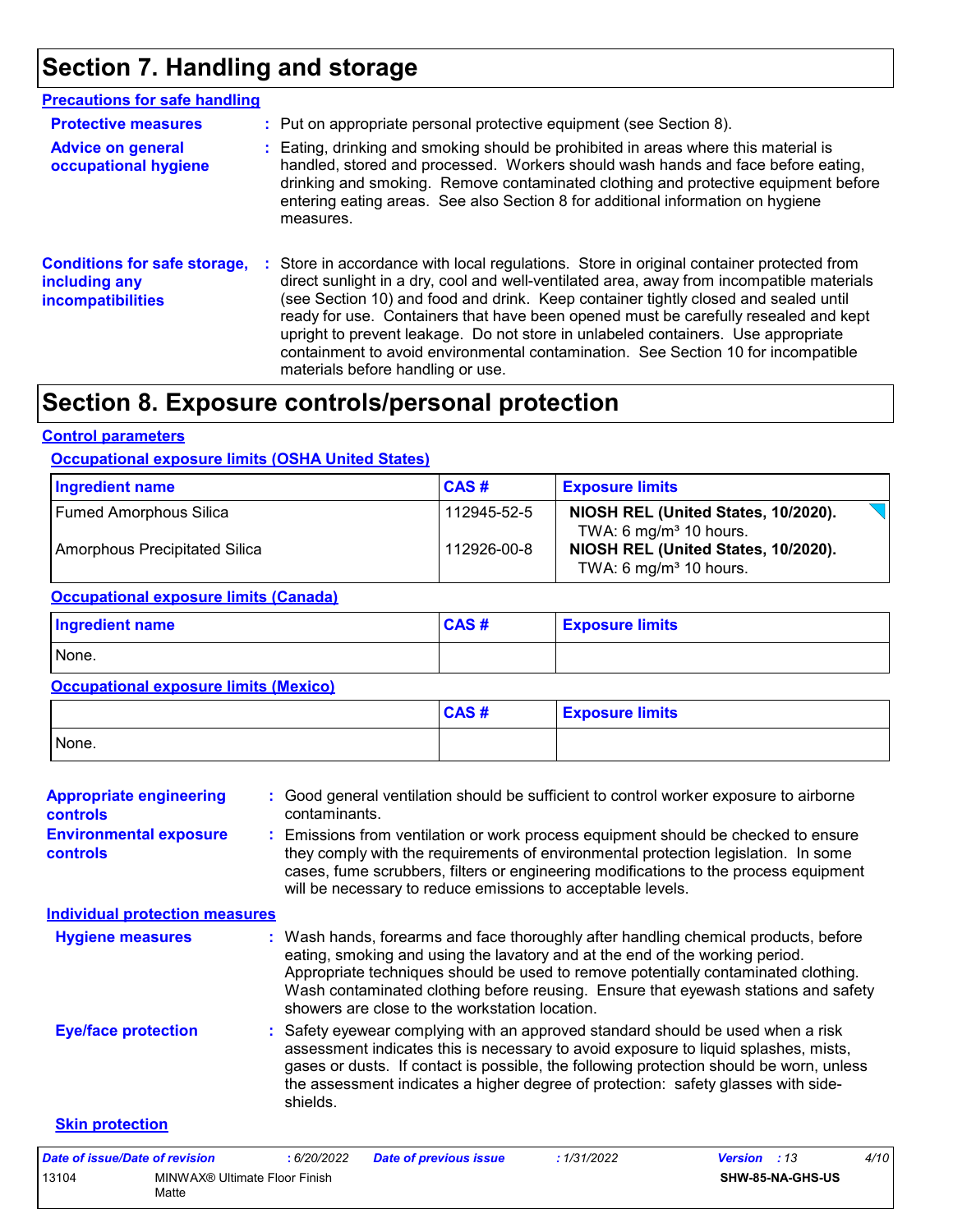## Section 7. Handling and storage

### Precautions for safe handling

**Protective measures** : Put on appropriate personal protective equipment (see Section 8).

**Advice on general occupational hygiene** : Eating, drinking and smoking should be prohibited in areas where this material is handled, stored and processed. Workers should wash hands and face before eating, drinking and smoking. Remove contaminated clothing and protective equipment before entering eating areas. See also Section 8 for additional information on hygiene measures.

**Conditions for safe storage, including any incompatibilities** : Store in accordance with local regulations. Store in original container protected from direct sunlight in a dry, cool and well-ventilated area, away from incompatible materials (see Section 10) and food and drink. Keep container tightly closed and sealed until ready for use. Containers that have been opened must be carefully resealed and kept upright to prevent leakage. Do not store in unlabeled containers. Use appropriate containment to avoid environmental contamination. See Section 10 for incompatible materials before handling or use.

## Section 8. Exposure controls/personal protection

### Control parameters

#### Occupational exposure limits (OSHA United States)

| Ingredient name | CAS # | Exposure limits |
|---|---|---|
| Fumed Amorphous Silica | 112945-52-5 | **NIOSH REL (United States, 10/2020).** TWA: 6 mg/m³ 10 hours. |
| Amorphous Precipitated Silica | 112926-00-8 | **NIOSH REL (United States, 10/2020).** TWA: 6 mg/m³ 10 hours. |

#### Occupational exposure limits (Canada)

| Ingredient name | CAS # | Exposure limits |
|---|---|---|
| None. | | |

#### Occupational exposure limits (Mexico)

| | CAS # | Exposure limits |
|---|---|---|
| None. | | |

**Appropriate engineering controls** : Good general ventilation should be sufficient to control worker exposure to airborne contaminants.

**Environmental exposure controls** : Emissions from ventilation or work process equipment should be checked to ensure they comply with the requirements of environmental protection legislation. In some cases, fume scrubbers, filters or engineering modifications to the process equipment will be necessary to reduce emissions to acceptable levels.

### Individual protection measures

**Hygiene measures** : Wash hands, forearms and face thoroughly after handling chemical products, before eating, smoking and using the lavatory and at the end of the working period. Appropriate techniques should be used to remove potentially contaminated clothing. Wash contaminated clothing before reusing. Ensure that eyewash stations and safety showers are close to the workstation location.

**Eye/face protection** : Safety eyewear complying with an approved standard should be used when a risk assessment indicates this is necessary to avoid exposure to liquid splashes, mists, gases or dusts. If contact is possible, the following protection should be worn, unless the assessment indicates a higher degree of protection: safety glasses with side-shields.

**Skin protection**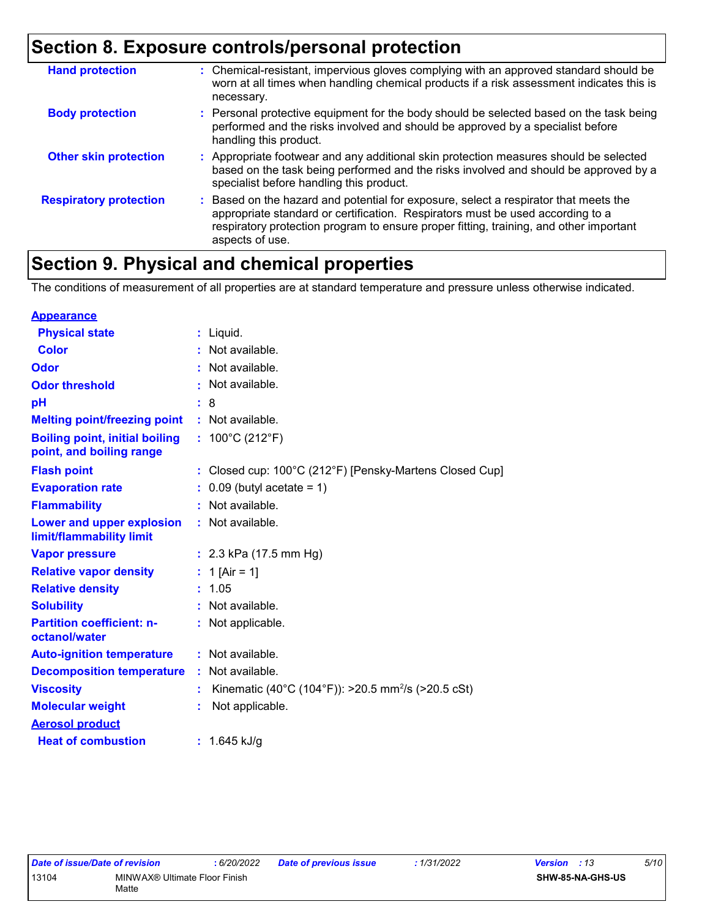## Section 8. Exposure controls/personal protection

| | |
|---|---|
| **Hand protection** | : Chemical-resistant, impervious gloves complying with an approved standard should be worn at all times when handling chemical products if a risk assessment indicates this is necessary. |
| **Body protection** | : Personal protective equipment for the body should be selected based on the task being performed and the risks involved and should be approved by a specialist before handling this product. |
| **Other skin protection** | : Appropriate footwear and any additional skin protection measures should be selected based on the task being performed and the risks involved and should be approved by a specialist before handling this product. |
| **Respiratory protection** | : Based on the hazard and potential for exposure, select a respirator that meets the appropriate standard or certification. Respirators must be used according to a respiratory protection program to ensure proper fitting, training, and other important aspects of use. |

## Section 9. Physical and chemical properties

The conditions of measurement of all properties are at standard temperature and pressure unless otherwise indicated.

**Appearance**

| | |
|---|---|
| **Physical state** | : Liquid. |
| **Color** | : Not available. |
| **Odor** | : Not available. |
| **Odor threshold** | : Not available. |
| **pH** | : 8 |
| **Melting point/freezing point** | : Not available. |
| **Boiling point, initial boiling point, and boiling range** | : 100°C (212°F) |
| **Flash point** | : Closed cup: 100°C (212°F) [Pensky-Martens Closed Cup] |
| **Evaporation rate** | : 0.09 (butyl acetate = 1) |
| **Flammability** | : Not available. |
| **Lower and upper explosion limit/flammability limit** | : Not available. |
| **Vapor pressure** | : 2.3 kPa (17.5 mm Hg) |
| **Relative vapor density** | : 1 [Air = 1] |
| **Relative density** | : 1.05 |
| **Solubility** | : Not available. |
| **Partition coefficient: n-octanol/water** | : Not applicable. |
| **Auto-ignition temperature** | : Not available. |
| **Decomposition temperature** | : Not available. |
| **Viscosity** | : Kinematic (40°C (104°F)): >20.5 $mm^2/s$ (>20.5 cSt) |
| **Molecular weight** | : Not applicable. |

**Aerosol product**

| | |
|---|---|
| **Heat of combustion** | : 1.645 kJ/g |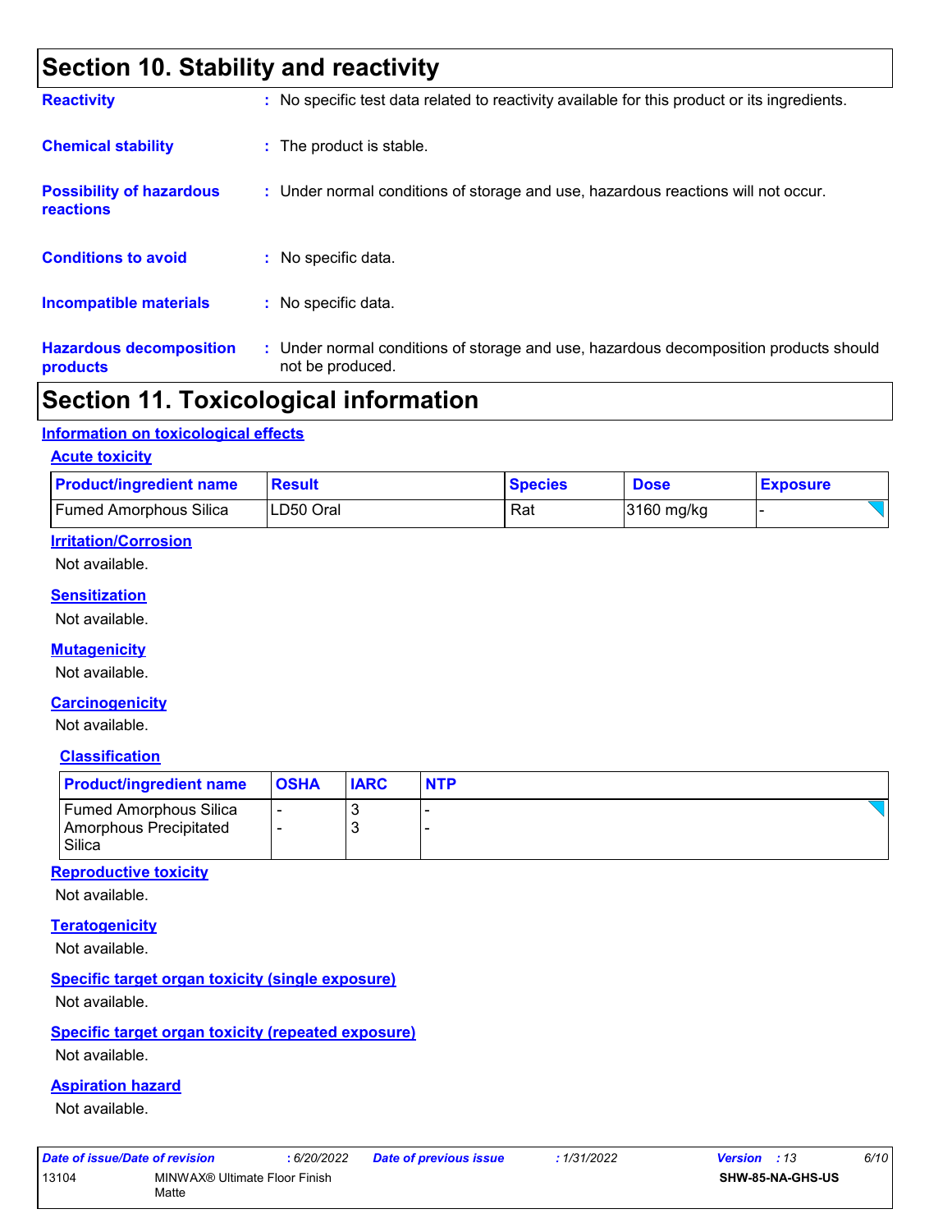# Section 10. Stability and reactivity

**Reactivity** : No specific test data related to reactivity available for this product or its ingredients.

**Chemical stability** : The product is stable.

**Possibility of hazardous reactions** : Under normal conditions of storage and use, hazardous reactions will not occur.

**Conditions to avoid** : No specific data.

**Incompatible materials** : No specific data.

**Hazardous decomposition products** : Under normal conditions of storage and use, hazardous decomposition products should not be produced.

# Section 11. Toxicological information

## Information on toxicological effects

### Acute toxicity

| Product/ingredient name | Result | Species | Dose | Exposure |
|---|---|---|---|---|
| Fumed Amorphous Silica | LD50 Oral | Rat | 3160 mg/kg | - |

### Irritation/Corrosion

Not available.

### Sensitization

Not available.

### Mutagenicity

Not available.

### Carcinogenicity

Not available.

#### Classification

| Product/ingredient name | OSHA | IARC | NTP |
|---|---|---|---|
| Fumed Amorphous Silica | - | 3 | - |
| Amorphous Precipitated Silica | - | 3 | - |

### Reproductive toxicity

Not available.

### Teratogenicity

Not available.

### Specific target organ toxicity (single exposure)

Not available.

### Specific target organ toxicity (repeated exposure)

Not available.

### Aspiration hazard

Not available.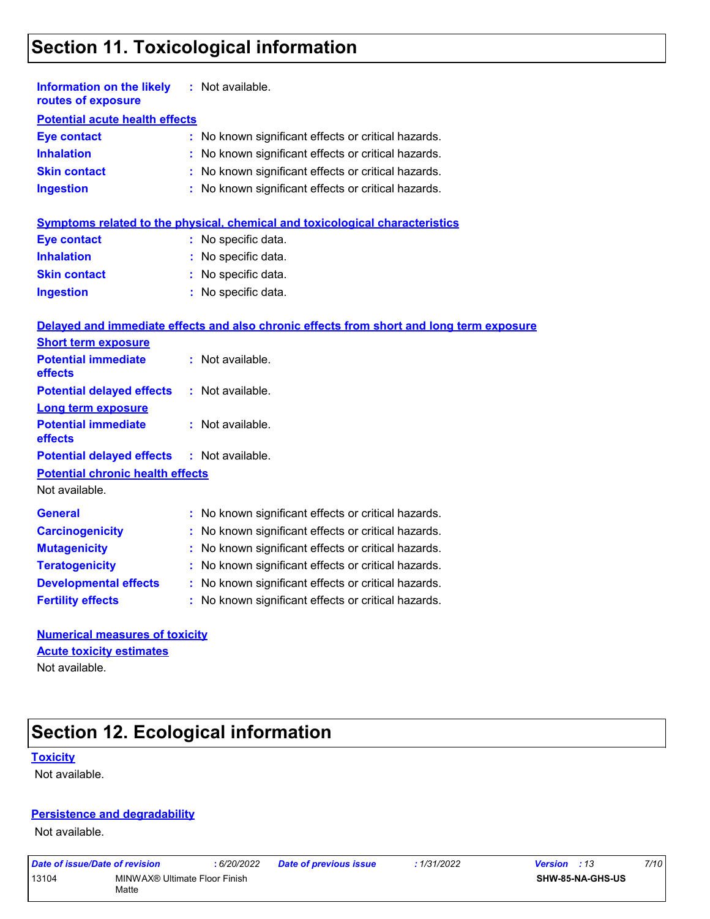# Section 11. Toxicological information

**Information on the likely routes of exposure** : Not available.

**Potential acute health effects**

| | |
|---|---|
| **Eye contact** | : No known significant effects or critical hazards. |
| **Inhalation** | : No known significant effects or critical hazards. |
| **Skin contact** | : No known significant effects or critical hazards. |
| **Ingestion** | : No known significant effects or critical hazards. |

**Symptoms related to the physical, chemical and toxicological characteristics**

| | |
|---|---|
| **Eye contact** | : No specific data. |
| **Inhalation** | : No specific data. |
| **Skin contact** | : No specific data. |
| **Ingestion** | : No specific data. |

**Delayed and immediate effects and also chronic effects from short and long term exposure**

**Short term exposure**

| | |
|---|---|
| **Potential immediate effects** | : Not available. |
| **Potential delayed effects** | : Not available. |

**Long term exposure**

| | |
|---|---|
| **Potential immediate effects** | : Not available. |
| **Potential delayed effects** | : Not available. |

**Potential chronic health effects**

Not available.

| | |
|---|---|
| **General** | : No known significant effects or critical hazards. |
| **Carcinogenicity** | : No known significant effects or critical hazards. |
| **Mutagenicity** | : No known significant effects or critical hazards. |
| **Teratogenicity** | : No known significant effects or critical hazards. |
| **Developmental effects** | : No known significant effects or critical hazards. |
| **Fertility effects** | : No known significant effects or critical hazards. |

**Numerical measures of toxicity**

**Acute toxicity estimates**

Not available.

# Section 12. Ecological information

**Toxicity**

Not available.

**Persistence and degradability**

Not available.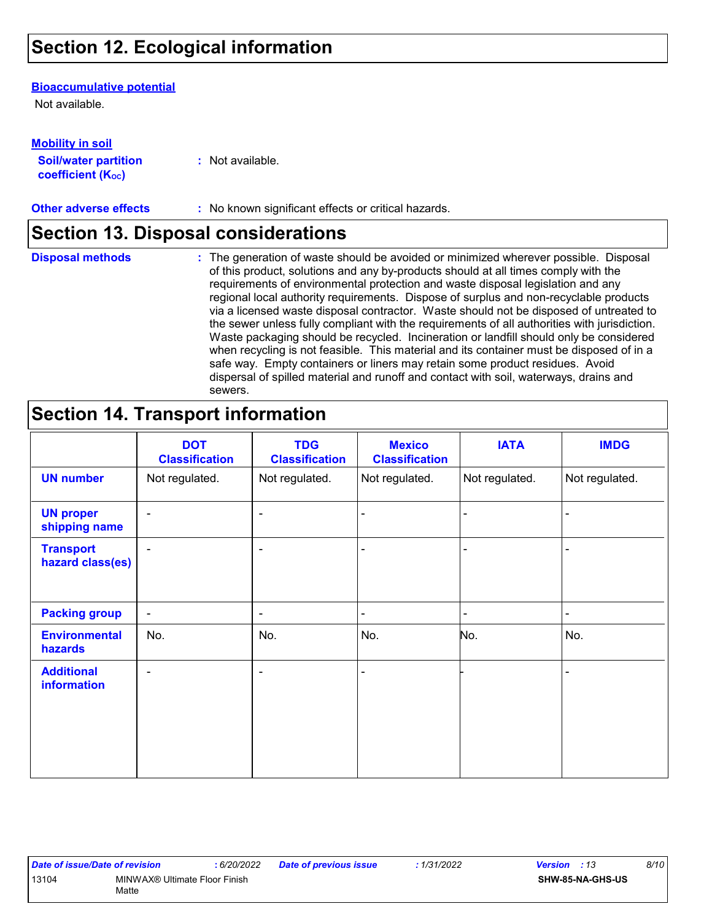## Section 12. Ecological information

**Bioaccumulative potential**

Not available.

**Mobility in soil**

**Soil/water partition coefficient ($K_{OC}$)** : Not available.

**Other adverse effects** : No known significant effects or critical hazards.

## Section 13. Disposal considerations

**Disposal methods** : The generation of waste should be avoided or minimized wherever possible. Disposal of this product, solutions and any by-products should at all times comply with the requirements of environmental protection and waste disposal legislation and any regional local authority requirements. Dispose of surplus and non-recyclable products via a licensed waste disposal contractor. Waste should not be disposed of untreated to the sewer unless fully compliant with the requirements of all authorities with jurisdiction. Waste packaging should be recycled. Incineration or landfill should only be considered when recycling is not feasible. This material and its container must be disposed of in a safe way. Empty containers or liners may retain some product residues. Avoid dispersal of spilled material and runoff and contact with soil, waterways, drains and sewers.

## Section 14. Transport information

| | DOT Classification | TDG Classification | Mexico Classification | IATA | IMDG |
|---|---|---|---|---|---|
| **UN number** | Not regulated. | Not regulated. | Not regulated. | Not regulated. | Not regulated. |
| **UN proper shipping name** | - | - | - | - | - |
| **Transport hazard class(es)** | - | - | - | - | - |
| **Packing group** | - | - | - | - | - |
| **Environmental hazards** | No. | No. | No. | No. | No. |
| **Additional information** | - | - | - | - | - |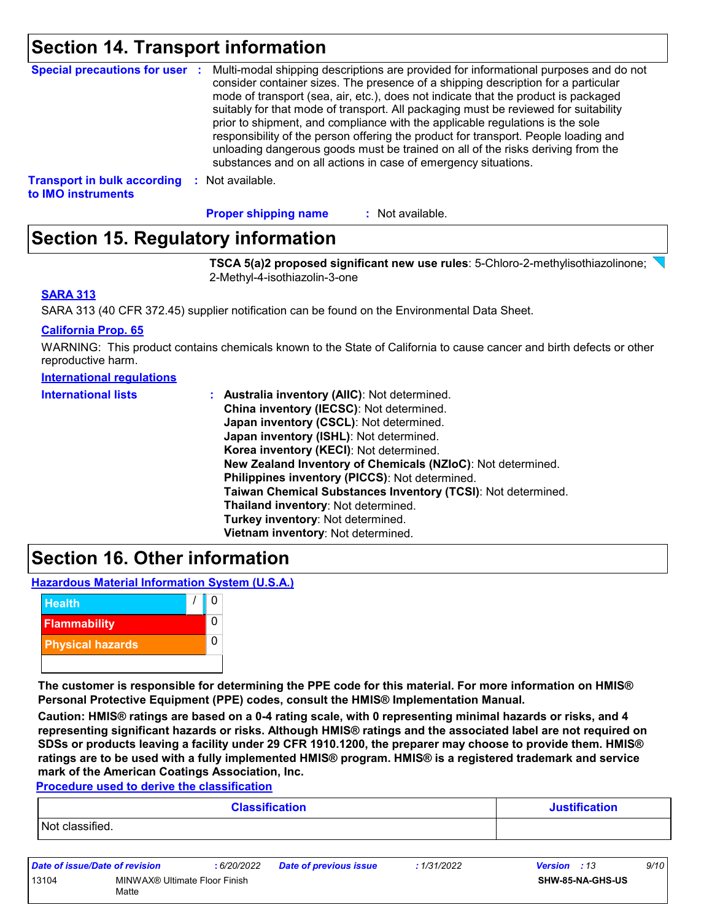## Section 14. Transport information

**Special precautions for user** : Multi-modal shipping descriptions are provided for informational purposes and do not consider container sizes. The presence of a shipping description for a particular mode of transport (sea, air, etc.), does not indicate that the product is packaged suitably for that mode of transport. All packaging must be reviewed for suitability prior to shipment, and compliance with the applicable regulations is the sole responsibility of the person offering the product for transport. People loading and unloading dangerous goods must be trained on all of the risks deriving from the substances and on all actions in case of emergency situations.

**Transport in bulk according to IMO instruments** : Not available.

**Proper shipping name** : Not available.

## Section 15. Regulatory information

**TSCA 5(a)2 proposed significant new use rules**: 5-Chloro-2-methylisothiazolinone; 2-Methyl-4-isothiazolin-3-one

**SARA 313**

SARA 313 (40 CFR 372.45) supplier notification can be found on the Environmental Data Sheet.

**California Prop. 65**

WARNING: This product contains chemicals known to the State of California to cause cancer and birth defects or other reproductive harm.

**International regulations**

**International lists** :
- **Australia inventory (AIIC)**: Not determined.
- **China inventory (IECSC)**: Not determined.
- **Japan inventory (CSCL)**: Not determined.
- **Japan inventory (ISHL)**: Not determined.
- **Korea inventory (KECI)**: Not determined.
- **New Zealand Inventory of Chemicals (NZIoC)**: Not determined.
- **Philippines inventory (PICCS)**: Not determined.
- **Taiwan Chemical Substances Inventory (TCSI)**: Not determined.
- **Thailand inventory**: Not determined.
- **Turkey inventory**: Not determined.
- **Vietnam inventory**: Not determined.

## Section 16. Other information

**Hazardous Material Information System (U.S.A.)**

| | | |
|---|---|---|
| Health | / | 0 |
| Flammability | | 0 |
| Physical hazards | | 0 |
| | | |

**The customer is responsible for determining the PPE code for this material. For more information on HMIS® Personal Protective Equipment (PPE) codes, consult the HMIS® Implementation Manual.**

**Caution: HMIS® ratings are based on a 0-4 rating scale, with 0 representing minimal hazards or risks, and 4 representing significant hazards or risks. Although HMIS® ratings and the associated label are not required on SDSs or products leaving a facility under 29 CFR 1910.1200, the preparer may choose to provide them. HMIS® ratings are to be used with a fully implemented HMIS® program. HMIS® is a registered trademark and service mark of the American Coatings Association, Inc.**

**Procedure used to derive the classification**

| Classification | Justification |
|---|---|
| Not classified. | |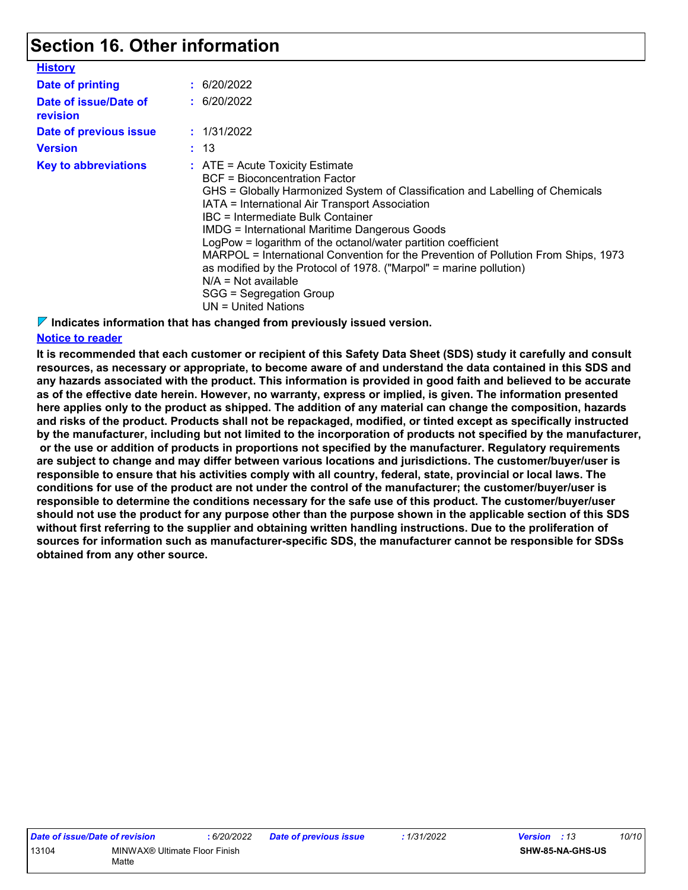# Section 16. Other information

**History**

| | | |
|---|---|---|
| **Date of printing** | : | 6/20/2022 |
| **Date of issue/Date of revision** | : | 6/20/2022 |
| **Date of previous issue** | : | 1/31/2022 |
| **Version** | : | 13 |

**Key to abbreviations** :
ATE = Acute Toxicity Estimate
BCF = Bioconcentration Factor
GHS = Globally Harmonized System of Classification and Labelling of Chemicals
IATA = International Air Transport Association
IBC = Intermediate Bulk Container
IMDG = International Maritime Dangerous Goods
LogPow = logarithm of the octanol/water partition coefficient
MARPOL = International Convention for the Prevention of Pollution From Ships, 1973 as modified by the Protocol of 1978. ("Marpol" = marine pollution)
N/A = Not available
SGG = Segregation Group
UN = United Nations

**Indicates information that has changed from previously issued version.**

**Notice to reader**

**It is recommended that each customer or recipient of this Safety Data Sheet (SDS) study it carefully and consult resources, as necessary or appropriate, to become aware of and understand the data contained in this SDS and any hazards associated with the product. This information is provided in good faith and believed to be accurate as of the effective date herein. However, no warranty, express or implied, is given. The information presented here applies only to the product as shipped. The addition of any material can change the composition, hazards and risks of the product. Products shall not be repackaged, modified, or tinted except as specifically instructed by the manufacturer, including but not limited to the incorporation of products not specified by the manufacturer, or the use or addition of products in proportions not specified by the manufacturer. Regulatory requirements are subject to change and may differ between various locations and jurisdictions. The customer/buyer/user is responsible to ensure that his activities comply with all country, federal, state, provincial or local laws. The conditions for use of the product are not under the control of the manufacturer; the customer/buyer/user is responsible to determine the conditions necessary for the safe use of this product. The customer/buyer/user should not use the product for any purpose other than the purpose shown in the applicable section of this SDS without first referring to the supplier and obtaining written handling instructions. Due to the proliferation of sources for information such as manufacturer-specific SDS, the manufacturer cannot be responsible for SDSs obtained from any other source.**